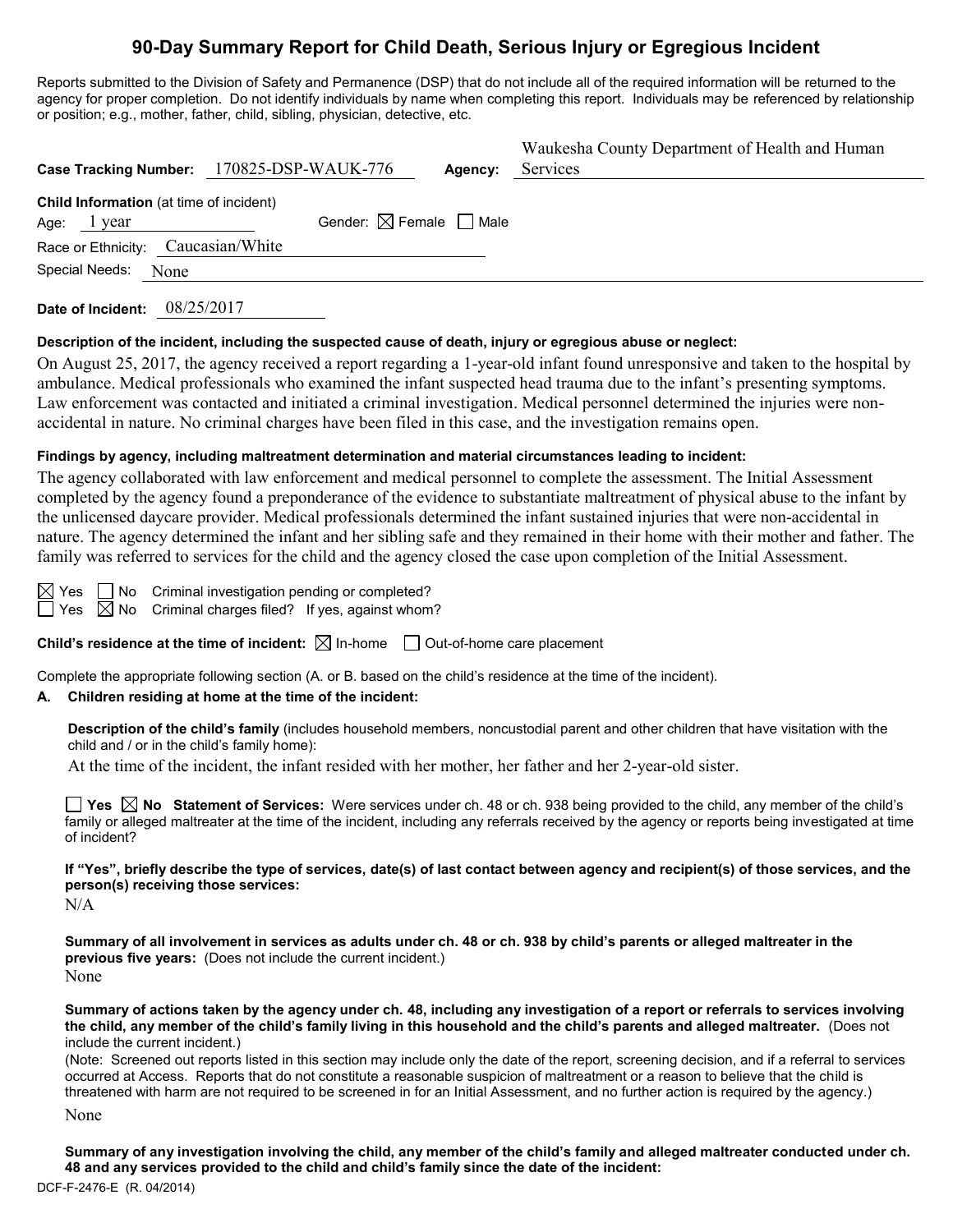# 90-Day Summary Report for Child Death, Serious Injury or Egregious Incident

Reports submitted to the Division of Safety and Permanence (DSP) that do not include all of the required information will be returned to the agency for proper completion. Do not identify individuals by name when completing this report. Individuals may be referenced by relationship or position; e.g., mother, father, child, sibling, physician, detective, etc.

**Case Tracking Number:** 170825-DSP-WAUK-776 **Agency:** Waukesha County Department of Health and Human Services

**Child Information** (at time of incident)

Age: 1 year Gender: ☒ Female ☐ Male

Race or Ethnicity: Caucasian/White

Special Needs: None

**Date of Incident:** 08/25/2017

**Description of the incident, including the suspected cause of death, injury or egregious abuse or neglect:**

On August 25, 2017, the agency received a report regarding a 1-year-old infant found unresponsive and taken to the hospital by ambulance. Medical professionals who examined the infant suspected head trauma due to the infant's presenting symptoms. Law enforcement was contacted and initiated a criminal investigation. Medical personnel determined the injuries were non-accidental in nature. No criminal charges have been filed in this case, and the investigation remains open.

**Findings by agency, including maltreatment determination and material circumstances leading to incident:**

The agency collaborated with law enforcement and medical personnel to complete the assessment. The Initial Assessment completed by the agency found a preponderance of the evidence to substantiate maltreatment of physical abuse to the infant by the unlicensed daycare provider. Medical professionals determined the infant sustained injuries that were non-accidental in nature. The agency determined the infant and her sibling safe and they remained in their home with their mother and father. The family was referred to services for the child and the agency closed the case upon completion of the Initial Assessment.

☒ Yes ☐ No Criminal investigation pending or completed?

☐ Yes ☒ No Criminal charges filed? If yes, against whom?

**Child's residence at the time of incident:** ☒ In-home ☐ Out-of-home care placement

Complete the appropriate following section (A. or B. based on the child's residence at the time of the incident).

**A. Children residing at home at the time of the incident:**

**Description of the child's family** (includes household members, noncustodial parent and other children that have visitation with the child and / or in the child's family home):

At the time of the incident, the infant resided with her mother, her father and her 2-year-old sister.

☐ **Yes** ☒ **No Statement of Services:** Were services under ch. 48 or ch. 938 being provided to the child, any member of the child's family or alleged maltreater at the time of the incident, including any referrals received by the agency or reports being investigated at time of incident?

**If "Yes", briefly describe the type of services, date(s) of last contact between agency and recipient(s) of those services, and the person(s) receiving those services:**

N/A

**Summary of all involvement in services as adults under ch. 48 or ch. 938 by child's parents or alleged maltreater in the previous five years:** (Does not include the current incident.)

None

**Summary of actions taken by the agency under ch. 48, including any investigation of a report or referrals to services involving the child, any member of the child's family living in this household and the child's parents and alleged maltreater.** (Does not include the current incident.)

(Note: Screened out reports listed in this section may include only the date of the report, screening decision, and if a referral to services occurred at Access. Reports that do not constitute a reasonable suspicion of maltreatment or a reason to believe that the child is threatened with harm are not required to be screened in for an Initial Assessment, and no further action is required by the agency.)

None

**Summary of any investigation involving the child, any member of the child's family and alleged maltreater conducted under ch. 48 and any services provided to the child and child's family since the date of the incident:**

DCF-F-2476-E (R. 04/2014)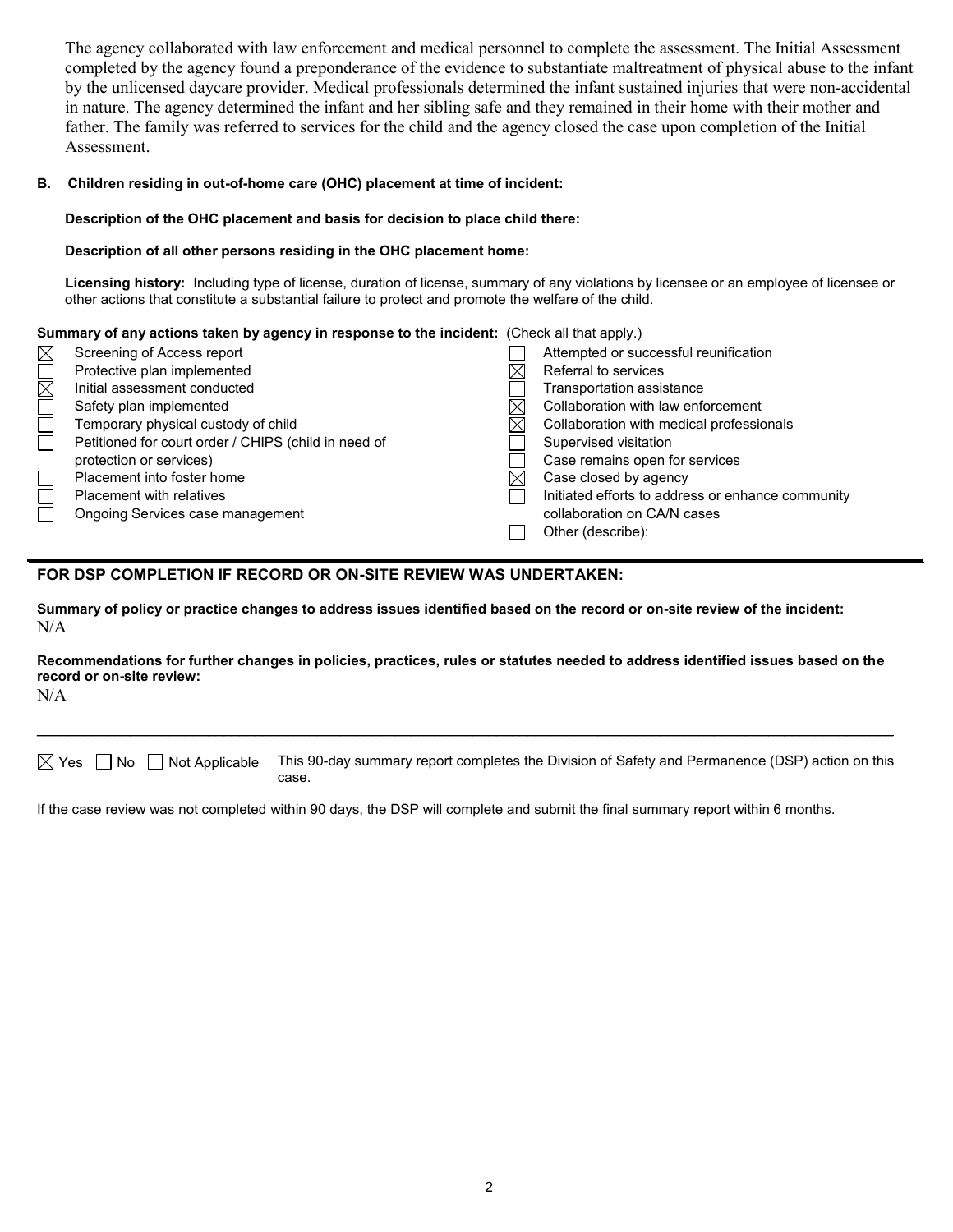The agency collaborated with law enforcement and medical personnel to complete the assessment. The Initial Assessment completed by the agency found a preponderance of the evidence to substantiate maltreatment of physical abuse to the infant by the unlicensed daycare provider. Medical professionals determined the infant sustained injuries that were non-accidental in nature. The agency determined the infant and her sibling safe and they remained in their home with their mother and father. The family was referred to services for the child and the agency closed the case upon completion of the Initial Assessment.

**B. Children residing in out-of-home care (OHC) placement at time of incident:**

**Description of the OHC placement and basis for decision to place child there:**

**Description of all other persons residing in the OHC placement home:**

**Licensing history:** Including type of license, duration of license, summary of any violations by licensee or an employee of licensee or other actions that constitute a substantial failure to protect and promote the welfare of the child.

**Summary of any actions taken by agency in response to the incident:** (Check all that apply.)

- ☒ Screening of Access report
- ☐ Protective plan implemented
- ☒ Initial assessment conducted
- ☐ Safety plan implemented
- ☐ Temporary physical custody of child
- ☐ Petitioned for court order / CHIPS (child in need of protection or services)
- ☐ Placement into foster home
- ☐ Placement with relatives
- ☐ Ongoing Services case management
- ☐ Attempted or successful reunification
- ☒ Referral to services
- ☐ Transportation assistance
- ☒ Collaboration with law enforcement
- ☒ Collaboration with medical professionals
- ☐ Supervised visitation
- ☐ Case remains open for services
- ☒ Case closed by agency
- ☐ Initiated efforts to address or enhance community collaboration on CA/N cases
- ☐ Other (describe):

---

## FOR DSP COMPLETION IF RECORD OR ON-SITE REVIEW WAS UNDERTAKEN:

**Summary of policy or practice changes to address issues identified based on the record or on-site review of the incident:**
N/A

**Recommendations for further changes in policies, practices, rules or statutes needed to address identified issues based on the record or on-site review:**
N/A

---

☒ Yes ☐ No ☐ Not Applicable This 90-day summary report completes the Division of Safety and Permanence (DSP) action on this case.

If the case review was not completed within 90 days, the DSP will complete and submit the final summary report within 6 months.